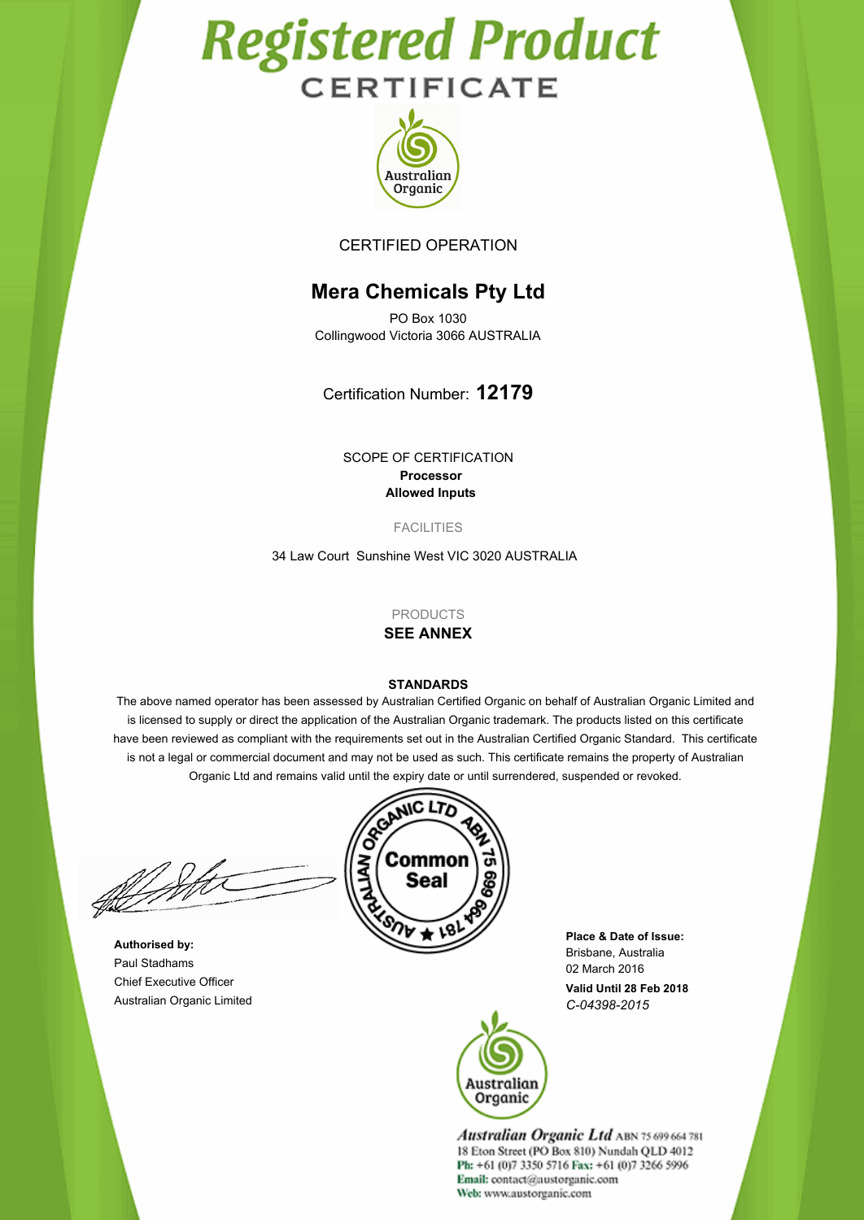# Registered Product

## CERTIFICATE

Australian Organic

CERTIFIED OPERATION

## Mera Chemicals Pty Ltd

PO Box 1030
Collingwood Victoria 3066 AUSTRALIA

Certification Number: **12179**

SCOPE OF CERTIFICATION
**Processor**
**Allowed Inputs**

FACILITIES

34 Law Court Sunshine West VIC 3020 AUSTRALIA

PRODUCTS
**SEE ANNEX**

**STANDARDS**

The above named operator has been assessed by Australian Certified Organic on behalf of Australian Organic Limited and is licensed to supply or direct the application of the Australian Organic trademark. The products listed on this certificate have been reviewed as compliant with the requirements set out in the Australian Certified Organic Standard. This certificate is not a legal or commercial document and may not be used as such. This certificate remains the property of Australian Organic Ltd and remains valid until the expiry date or until surrendered, suspended or revoked.

AUSTRALIAN ORGANIC LTD ABN 75 699 664 781
Common Seal

**Authorised by:**
Paul Stadhams
Chief Executive Officer
Australian Organic Limited

**Place & Date of Issue:**
Brisbane, Australia
02 March 2016

**Valid Until 28 Feb 2018**
*C-04398-2015*

Australian Organic

*Australian Organic Ltd* ABN 75 699 664 781
18 Eton Street (PO Box 810) Nundah QLD 4012
Ph: +61 (0)7 3350 5716 Fax: +61 (0)7 3266 5996
Email: contact@austorganic.com
Web: www.austorganic.com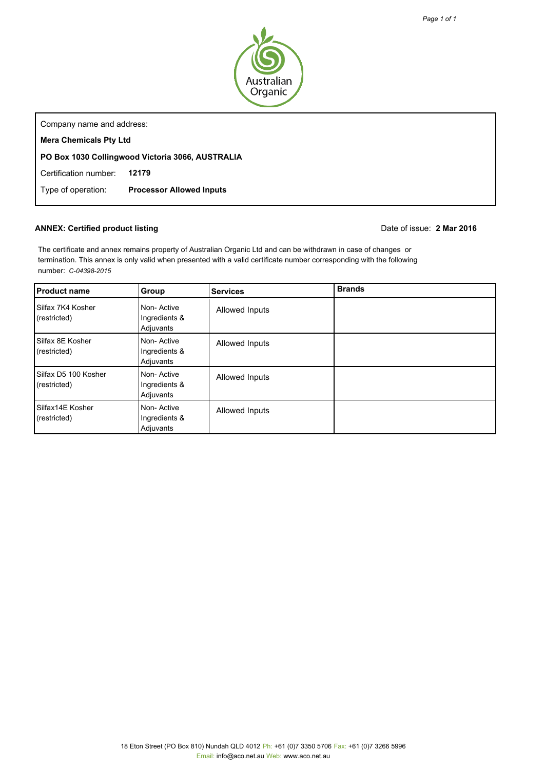Company name and address:

**Mera Chemicals Pty Ltd**

**PO Box 1030 Collingwood Victoria 3066, AUSTRALIA**

Certification number: **12179**

Type of operation: **Processor Allowed Inputs**

**ANNEX: Certified product listing**

Date of issue: **2 Mar 2016**

The certificate and annex remains property of Australian Organic Ltd and can be withdrawn in case of changes or termination. This annex is only valid when presented with a valid certificate number corresponding with the following number: *C-04398-2015*

| Product name | Group | Services | Brands |
|---|---|---|---|
| Silfax 7K4 Kosher (restricted) | Non- Active Ingredients & Adjuvants | Allowed Inputs | |
| Silfax 8E Kosher (restricted) | Non- Active Ingredients & Adjuvants | Allowed Inputs | |
| Silfax D5 100 Kosher (restricted) | Non- Active Ingredients & Adjuvants | Allowed Inputs | |
| Silfax14E Kosher (restricted) | Non- Active Ingredients & Adjuvants | Allowed Inputs | |

18 Eton Street (PO Box 810) Nundah QLD 4012 Ph: +61 (0)7 3350 5706 Fax: +61 (0)7 3266 5996
Email: info@aco.net.au Web: www.aco.net.au